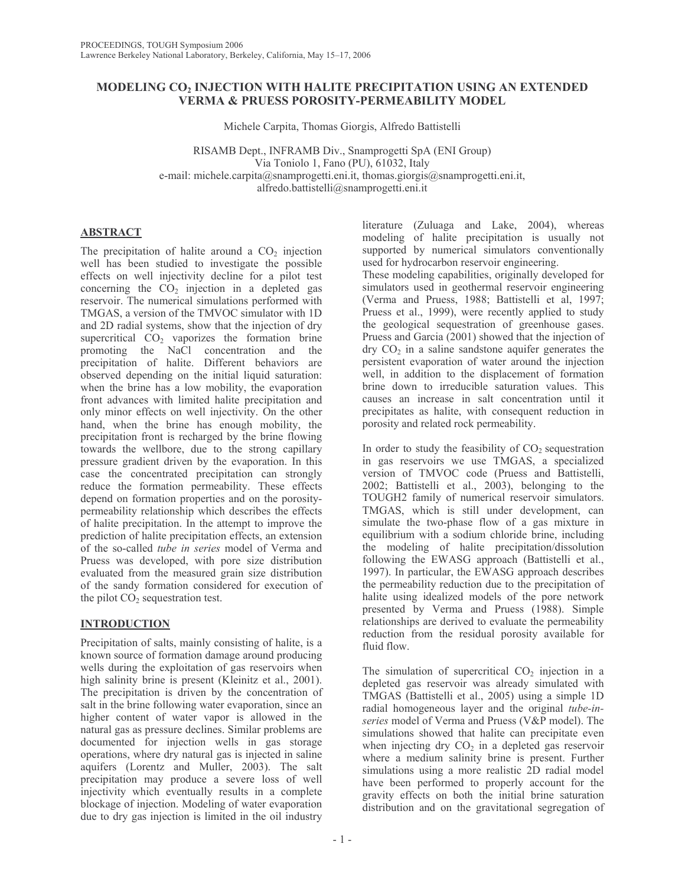# MODELING $CO_2$ INJECTION WITH HALITE PRECIPITATION USING AN EXTENDED VERMA & PRUESS POROSITY-PERMEABILITY MODEL

Michele Carpita, Thomas Giorgis, Alfredo Battistelli

RISAMB Dept., INFRAMB Div., Snamprogetti SpA (ENI Group)
Via Toniolo 1, Fano (PU), 61032, Italy
e-mail: michele.carpita@snamprogetti.eni.it, thomas.giorgis@snamprogetti.eni.it, alfredo.battistelli@snamprogetti.eni.it

## ABSTRACT

The precipitation of halite around a $CO_2$ injection well has been studied to investigate the possible effects on well injectivity decline for a pilot test concerning the $CO_2$ injection in a depleted gas reservoir. The numerical simulations performed with TMGAS, a version of the TMVOC simulator with 1D and 2D radial systems, show that the injection of dry supercritical $CO_2$ vaporizes the formation brine promoting the NaCl concentration and the precipitation of halite. Different behaviors are observed depending on the initial liquid saturation: when the brine has a low mobility, the evaporation front advances with limited halite precipitation and only minor effects on well injectivity. On the other hand, when the brine has enough mobility, the precipitation front is recharged by the brine flowing towards the wellbore, due to the strong capillary pressure gradient driven by the evaporation. In this case the concentrated precipitation can strongly reduce the formation permeability. These effects depend on formation properties and on the porosity-permeability relationship which describes the effects of halite precipitation. In the attempt to improve the prediction of halite precipitation effects, an extension of the so-called *tube in series* model of Verma and Pruess was developed, with pore size distribution evaluated from the measured grain size distribution of the sandy formation considered for execution of the pilot $CO_2$ sequestration test.

## INTRODUCTION

Precipitation of salts, mainly consisting of halite, is a known source of formation damage around producing wells during the exploitation of gas reservoirs when high salinity brine is present (Kleinitz et al., 2001). The precipitation is driven by the concentration of salt in the brine following water evaporation, since an higher content of water vapor is allowed in the natural gas as pressure declines. Similar problems are documented for injection wells in gas storage operations, where dry natural gas is injected in saline aquifers (Lorentz and Muller, 2003). The salt precipitation may produce a severe loss of well injectivity which eventually results in a complete blockage of injection. Modeling of water evaporation due to dry gas injection is limited in the oil industry literature (Zuluaga and Lake, 2004), whereas modeling of halite precipitation is usually not supported by numerical simulators conventionally used for hydrocarbon reservoir engineering.

These modeling capabilities, originally developed for simulators used in geothermal reservoir engineering (Verma and Pruess, 1988; Battistelli et al, 1997; Pruess et al., 1999), were recently applied to study the geological sequestration of greenhouse gases. Pruess and Garcia (2001) showed that the injection of dry $CO_2$ in a saline sandstone aquifer generates the persistent evaporation of water around the injection well, in addition to the displacement of formation brine down to irreducible saturation values. This causes an increase in salt concentration until it precipitates as halite, with consequent reduction in porosity and related rock permeability.

In order to study the feasibility of $CO_2$ sequestration in gas reservoirs we use TMGAS, a specialized version of TMVOC code (Pruess and Battistelli, 2002; Battistelli et al., 2003), belonging to the TOUGH2 family of numerical reservoir simulators. TMGAS, which is still under development, can simulate the two-phase flow of a gas mixture in equilibrium with a sodium chloride brine, including the modeling of halite precipitation/dissolution following the EWASG approach (Battistelli et al., 1997). In particular, the EWASG approach describes the permeability reduction due to the precipitation of halite using idealized models of the pore network presented by Verma and Pruess (1988). Simple relationships are derived to evaluate the permeability reduction from the residual porosity available for fluid flow.

The simulation of supercritical $CO_2$ injection in a depleted gas reservoir was already simulated with TMGAS (Battistelli et al., 2005) using a simple 1D radial homogeneous layer and the original *tube-in-series* model of Verma and Pruess (V&P model). The simulations showed that halite can precipitate even when injecting dry $CO_2$ in a depleted gas reservoir where a medium salinity brine is present. Further simulations using a more realistic 2D radial model have been performed to properly account for the gravity effects on both the initial brine saturation distribution and on the gravitational segregation of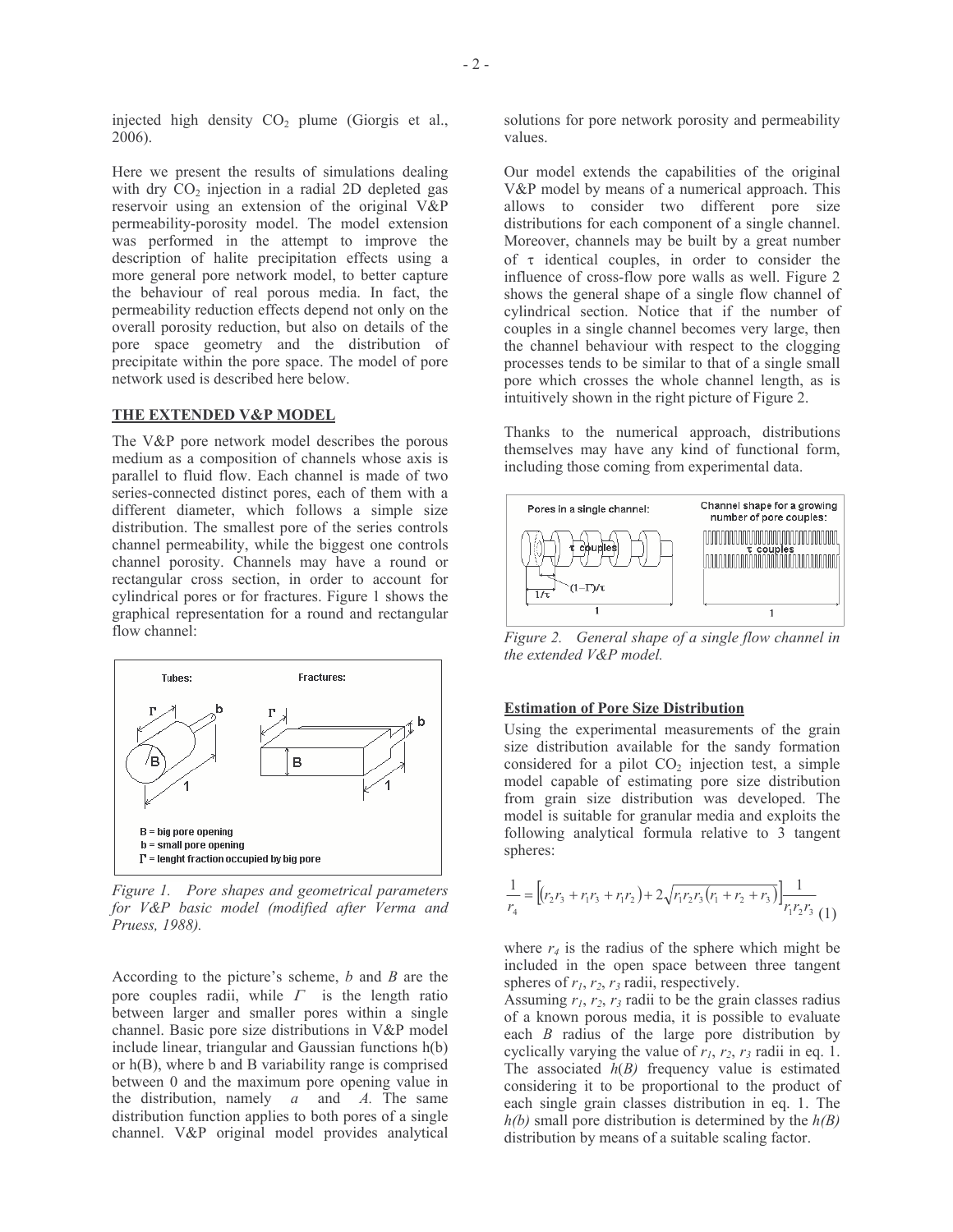injected high density $CO_2$ plume (Giorgis et al., 2006).

Here we present the results of simulations dealing with dry $CO_2$ injection in a radial 2D depleted gas reservoir using an extension of the original V&P permeability-porosity model. The model extension was performed in the attempt to improve the description of halite precipitation effects using a more general pore network model, to better capture the behaviour of real porous media. In fact, the permeability reduction effects depend not only on the overall porosity reduction, but also on details of the pore space geometry and the distribution of precipitate within the pore space. The model of pore network used is described here below.

## THE EXTENDED V&P MODEL

The V&P pore network model describes the porous medium as a composition of channels whose axis is parallel to fluid flow. Each channel is made of two series-connected distinct pores, each of them with a different diameter, which follows a simple size distribution. The smallest pore of the series controls channel permeability, while the biggest one controls channel porosity. Channels may have a round or rectangular cross section, in order to account for cylindrical pores or for fractures. Figure 1 shows the graphical representation for a round and rectangular flow channel:

*Figure 1. Pore shapes and geometrical parameters for V&P basic model (modified after Verma and Pruess, 1988).*

According to the picture's scheme, $b$ and $B$ are the pore couples radii, while $\Gamma$ is the length ratio between larger and smaller pores within a single channel. Basic pore size distributions in V&P model include linear, triangular and Gaussian functions h(b) or h(B), where b and B variability range is comprised between 0 and the maximum pore opening value in the distribution, namely $a$ and $A$. The same distribution function applies to both pores of a single channel. V&P original model provides analytical solutions for pore network porosity and permeability values.

Our model extends the capabilities of the original V&P model by means of a numerical approach. This allows to consider two different pore size distributions for each component of a single channel. Moreover, channels may be built by a great number of $\tau$ identical couples, in order to consider the influence of cross-flow pore walls as well. Figure 2 shows the general shape of a single flow channel of cylindrical section. Notice that if the number of couples in a single channel becomes very large, then the channel behaviour with respect to the clogging processes tends to be similar to that of a single small pore which crosses the whole channel length, as is intuitively shown in the right picture of Figure 2.

Thanks to the numerical approach, distributions themselves may have any kind of functional form, including those coming from experimental data.

*Figure 2. General shape of a single flow channel in the extended V&P model.*

### Estimation of Pore Size Distribution

Using the experimental measurements of the grain size distribution available for the sandy formation considered for a pilot $CO_2$ injection test, a simple model capable of estimating pore size distribution from grain size distribution was developed. The model is suitable for granular media and exploits the following analytical formula relative to 3 tangent spheres:

$$\frac{1}{r_4} = \left[ \left( r_2 r_3 + r_1 r_3 + r_1 r_2 \right) + 2\sqrt{r_1 r_2 r_3 \left( r_1 + r_2 + r_3 \right)} \right] \frac{1}{r_1 r_2 r_3} \quad (1)$$

where $r_4$ is the radius of the sphere which might be included in the open space between three tangent spheres of $r_1$, $r_2$, $r_3$ radii, respectively.

Assuming $r_1$, $r_2$, $r_3$ radii to be the grain classes radius of a known porous media, it is possible to evaluate each $B$ radius of the large pore distribution by cyclically varying the value of $r_1$, $r_2$, $r_3$ radii in eq. 1. The associated $h(B)$ frequency value is estimated considering it to be proportional to the product of each single grain classes distribution in eq. 1. The $h(b)$ small pore distribution is determined by the $h(B)$ distribution by means of a suitable scaling factor.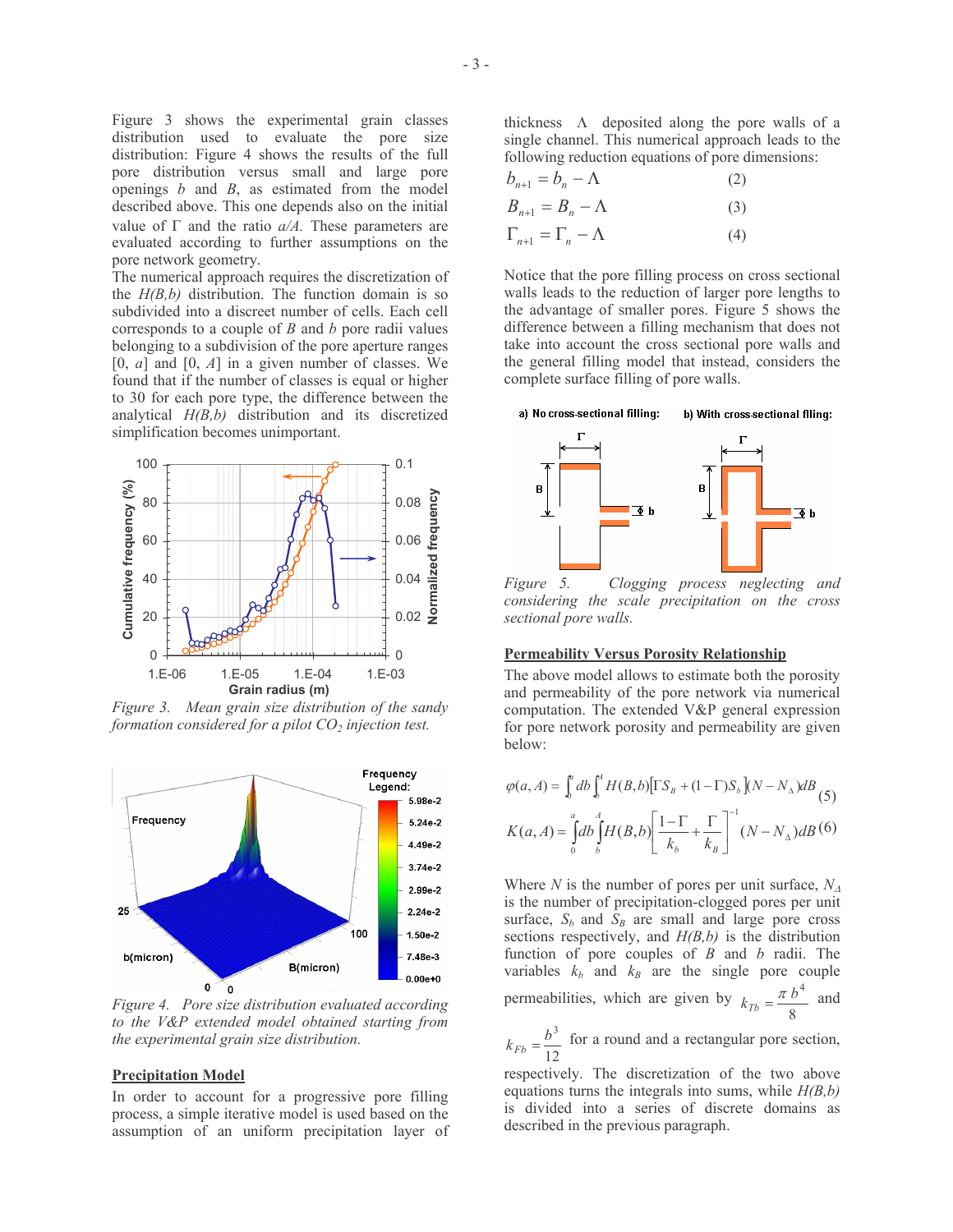Figure 3 shows the experimental grain classes distribution used to evaluate the pore size distribution: Figure 4 shows the results of the full pore distribution versus small and large pore openings $b$ and $B$, as estimated from the model described above. This one depends also on the initial value of $\Gamma$ and the ratio $a/A$. These parameters are evaluated according to further assumptions on the pore network geometry.

The numerical approach requires the discretization of the $H(B,b)$ distribution. The function domain is so subdivided into a discreet number of cells. Each cell corresponds to a couple of $B$ and $b$ pore radii values belonging to a subdivision of the pore aperture ranges [0, $a$] and [0, $A$] in a given number of classes. We found that if the number of classes is equal or higher to 30 for each pore type, the difference between the analytical $H(B,b)$ distribution and its discretized simplification becomes unimportant.

*Figure 3. Mean grain size distribution of the sandy formation considered for a pilot $CO_2$ injection test.*

*Figure 4. Pore size distribution evaluated according to the V&P extended model obtained starting from the experimental grain size distribution.*

## Precipitation Model

In order to account for a progressive pore filling process, a simple iterative model is used based on the assumption of an uniform precipitation layer of thickness $\Lambda$ deposited along the pore walls of a single channel. This numerical approach leads to the following reduction equations of pore dimensions:

$$b_{n+1} = b_n - \Lambda \tag{2}$$

$$B_{n+1} = B_n - \Lambda \tag{3}$$

$$\Gamma_{n+1} = \Gamma_n - \Lambda \tag{4}$$

Notice that the pore filling process on cross sectional walls leads to the reduction of larger pore lengths to the advantage of smaller pores. Figure 5 shows the difference between a filling mechanism that does not take into account the cross sectional pore walls and the general filling model that instead, considers the complete surface filling of pore walls.

*Figure 5. Clogging process neglecting and considering the scale precipitation on the cross sectional pore walls.*

## Permeability Versus Porosity Relationship

The above model allows to estimate both the porosity and permeability of the pore network via numerical computation. The extended V&P general expression for pore network porosity and permeability are given below:

$$\varphi(a,A) = \int_0^a db \int_b^A H(B,b)\left[\Gamma S_B + (1-\Gamma)S_b\right](N - N_\Delta)dB \tag{5}$$

$$K(a,A) = \int_0^a db \int_b^A H(B,b)\left[\frac{1-\Gamma}{k_b} + \frac{\Gamma}{k_B}\right]^{-1}(N - N_\Delta)dB \tag{6}$$

Where $N$ is the number of pores per unit surface, $N_\Delta$ is the number of precipitation-clogged pores per unit surface, $S_b$ and $S_B$ are small and large pore cross sections respectively, and $H(B,b)$ is the distribution function of pore couples of $B$ and $b$ radii. The variables $k_b$ and $k_B$ are the single pore couple permeabilities, which are given by $k_{Tb} = \dfrac{\pi\, b^4}{8}$ and $k_{Fb} = \dfrac{b^3}{12}$ for a round and a rectangular pore section, respectively. The discretization of the two above equations turns the integrals into sums, while $H(B,b)$ is divided into a series of discrete domains as described in the previous paragraph.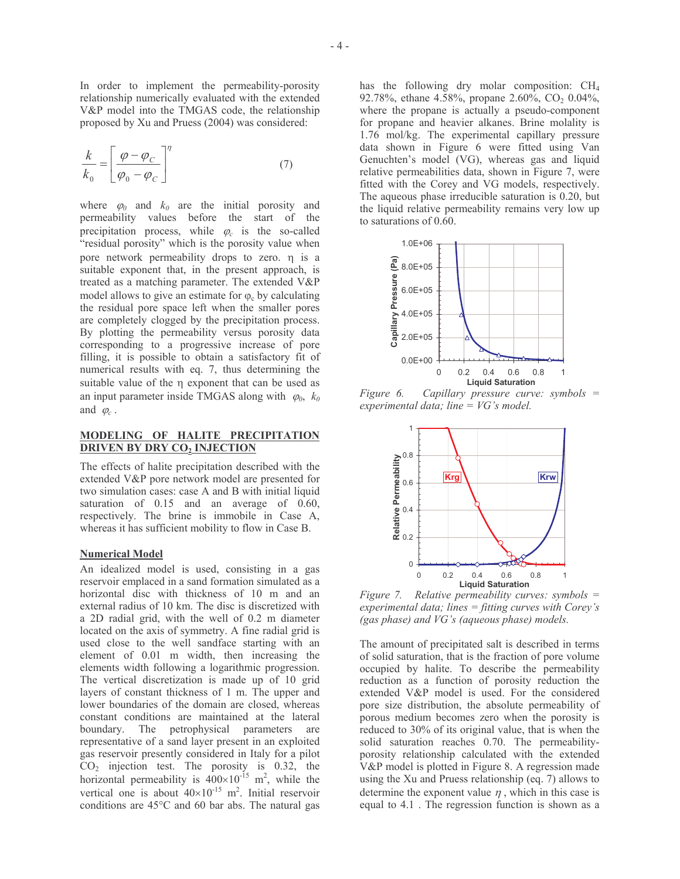In order to implement the permeability-porosity relationship numerically evaluated with the extended V&P model into the TMGAS code, the relationship proposed by Xu and Pruess (2004) was considered:

$$\frac{k}{k_0} = \left[ \frac{\varphi - \varphi_C}{\varphi_0 - \varphi_C} \right]^{\eta} \qquad (7)$$

where $\varphi_0$ and $k_0$ are the initial porosity and permeability values before the start of the precipitation process, while $\varphi_c$ is the so-called "residual porosity" which is the porosity value when pore network permeability drops to zero. $\eta$ is a suitable exponent that, in the present approach, is treated as a matching parameter. The extended V&P model allows to give an estimate for $\varphi_c$ by calculating the residual pore space left when the smaller pores are completely clogged by the precipitation process. By plotting the permeability versus porosity data corresponding to a progressive increase of pore filling, it is possible to obtain a satisfactory fit of numerical results with eq. 7, thus determining the suitable value of the $\eta$ exponent that can be used as an input parameter inside TMGAS along with $\varphi_0$, $k_0$ and $\varphi_c$.

## MODELING OF HALITE PRECIPITATION DRIVEN BY DRY $CO_2$ INJECTION

The effects of halite precipitation described with the extended V&P pore network model are presented for two simulation cases: case A and B with initial liquid saturation of 0.15 and an average of 0.60, respectively. The brine is immobile in Case A, whereas it has sufficient mobility to flow in Case B.

### Numerical Model

An idealized model is used, consisting in a gas reservoir emplaced in a sand formation simulated as a horizontal disc with thickness of 10 m and an external radius of 10 km. The disc is discretized with a 2D radial grid, with the well of 0.2 m diameter located on the axis of symmetry. A fine radial grid is used close to the well sandface starting with an element of 0.01 m width, then increasing the elements width following a logarithmic progression. The vertical discretization is made up of 10 grid layers of constant thickness of 1 m. The upper and lower boundaries of the domain are closed, whereas constant conditions are maintained at the lateral boundary. The petrophysical parameters are representative of a sand layer present in an exploited gas reservoir presently considered in Italy for a pilot $CO_2$ injection test. The porosity is 0.32, the horizontal permeability is $400\times10^{-15}$ m$^2$, while the vertical one is about $40\times10^{-15}$ m$^2$. Initial reservoir conditions are 45°C and 60 bar abs. The natural gas has the following dry molar composition: $CH_4$ 92.78%, ethane 4.58%, propane 2.60%, $CO_2$ 0.04%, where the propane is actually a pseudo-component for propane and heavier alkanes. Brine molality is 1.76 mol/kg. The experimental capillary pressure data shown in Figure 6 were fitted using Van Genuchten's model (VG), whereas gas and liquid relative permeabilities data, shown in Figure 7, were fitted with the Corey and VG models, respectively. The aqueous phase irreducible saturation is 0.20, but the liquid relative permeability remains very low up to saturations of 0.60.

*Figure 6. Capillary pressure curve: symbols = experimental data; line = VG's model.*

*Figure 7. Relative permeability curves: symbols = experimental data; lines = fitting curves with Corey's (gas phase) and VG's (aqueous phase) models.*

The amount of precipitated salt is described in terms of solid saturation, that is the fraction of pore volume occupied by halite. To describe the permeability reduction as a function of porosity reduction the extended V&P model is used. For the considered pore size distribution, the absolute permeability of porous medium becomes zero when the porosity is reduced to 30% of its original value, that is when the solid saturation reaches 0.70. The permeability-porosity relationship calculated with the extended V&P model is plotted in Figure 8. A regression made using the Xu and Pruess relationship (eq. 7) allows to determine the exponent value $\eta$, which in this case is equal to 4.1 . The regression function is shown as a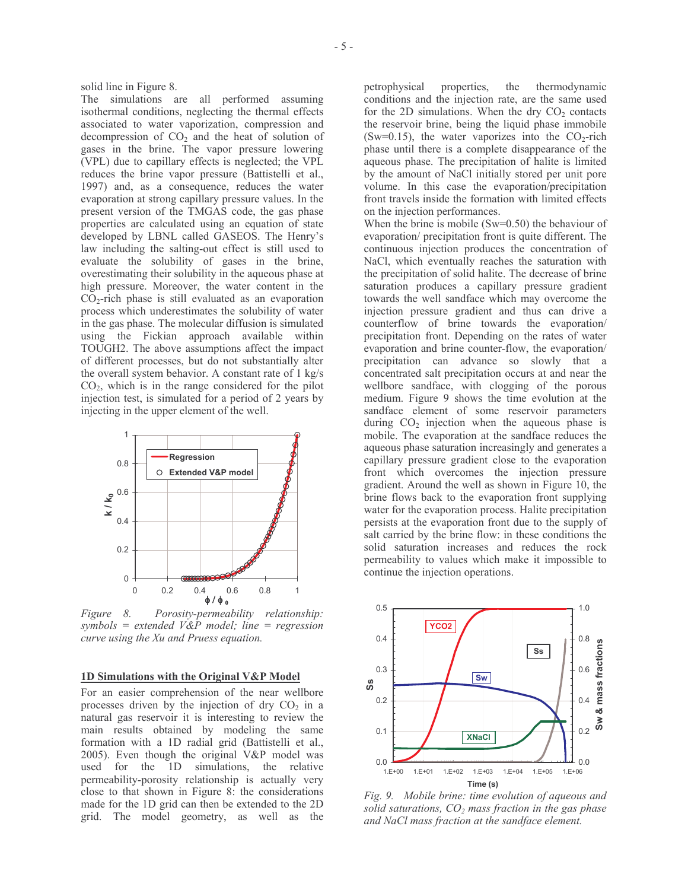solid line in Figure 8.

The simulations are all performed assuming isothermal conditions, neglecting the thermal effects associated to water vaporization, compression and decompression of $CO_2$ and the heat of solution of gases in the brine. The vapor pressure lowering (VPL) due to capillary effects is neglected; the VPL reduces the brine vapor pressure (Battistelli et al., 1997) and, as a consequence, reduces the water evaporation at strong capillary pressure values. In the present version of the TMGAS code, the gas phase properties are calculated using an equation of state developed by LBNL called GASEOS. The Henry's law including the salting-out effect is still used to evaluate the solubility of gases in the brine, overestimating their solubility in the aqueous phase at high pressure. Moreover, the water content in the $CO_2$-rich phase is still evaluated as an evaporation process which underestimates the solubility of water in the gas phase. The molecular diffusion is simulated using the Fickian approach available within TOUGH2. The above assumptions affect the impact of different processes, but do not substantially alter the overall system behavior. A constant rate of 1 kg/s $CO_2$, which is in the range considered for the pilot injection test, is simulated for a period of 2 years by injecting in the upper element of the well.

*Figure 8. Porosity-permeability relationship: symbols = extended V&P model; line = regression curve using the Xu and Pruess equation.*

## 1D Simulations with the Original V&P Model

For an easier comprehension of the near wellbore processes driven by the injection of dry $CO_2$ in a natural gas reservoir it is interesting to review the main results obtained by modeling the same formation with a 1D radial grid (Battistelli et al., 2005). Even though the original V&P model was used for the 1D simulations, the relative permeability-porosity relationship is actually very close to that shown in Figure 8: the considerations made for the 1D grid can then be extended to the 2D grid. The model geometry, as well as the petrophysical properties, the thermodynamic conditions and the injection rate, are the same used for the 2D simulations. When the dry $CO_2$ contacts the reservoir brine, being the liquid phase immobile (Sw=0.15), the water vaporizes into the $CO_2$-rich phase until there is a complete disappearance of the aqueous phase. The precipitation of halite is limited by the amount of NaCl initially stored per unit pore volume. In this case the evaporation/precipitation front travels inside the formation with limited effects on the injection performances.

When the brine is mobile (Sw=0.50) the behaviour of evaporation/ precipitation front is quite different. The continuous injection produces the concentration of NaCl, which eventually reaches the saturation with the precipitation of solid halite. The decrease of brine saturation produces a capillary pressure gradient towards the well sandface which may overcome the injection pressure gradient and thus can drive a counterflow of brine towards the evaporation/ precipitation front. Depending on the rates of water evaporation and brine counter-flow, the evaporation/ precipitation can advance so slowly that a concentrated salt precipitation occurs at and near the wellbore sandface, with clogging of the porous medium. Figure 9 shows the time evolution at the sandface element of some reservoir parameters during $CO_2$ injection when the aqueous phase is mobile. The evaporation at the sandface reduces the aqueous phase saturation increasingly and generates a capillary pressure gradient close to the evaporation front which overcomes the injection pressure gradient. Around the well as shown in Figure 10, the brine flows back to the evaporation front supplying water for the evaporation process. Halite precipitation persists at the evaporation front due to the supply of salt carried by the brine flow: in these conditions the solid saturation increases and reduces the rock permeability to values which make it impossible to continue the injection operations.

*Fig. 9. Mobile brine: time evolution of aqueous and solid saturations, $CO_2$ mass fraction in the gas phase and NaCl mass fraction at the sandface element.*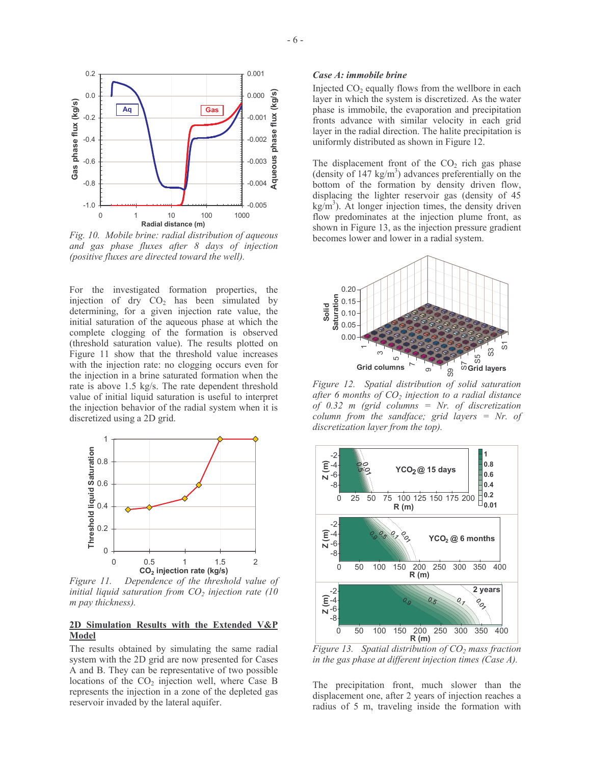*Fig. 10. Mobile brine: radial distribution of aqueous and gas phase fluxes after 8 days of injection (positive fluxes are directed toward the well).*

For the investigated formation properties, the injection of dry $CO_2$ has been simulated by determining, for a given injection rate value, the initial saturation of the aqueous phase at which the complete clogging of the formation is observed (threshold saturation value). The results plotted on Figure 11 show that the threshold value increases with the injection rate: no clogging occurs even for the injection in a brine saturated formation when the rate is above 1.5 kg/s. The rate dependent threshold value of initial liquid saturation is useful to interpret the injection behavior of the radial system when it is discretized using a 2D grid.

*Figure 11. Dependence of the threshold value of initial liquid saturation from $CO_2$ injection rate (10 m pay thickness).*

## 2D Simulation Results with the Extended V&P Model

The results obtained by simulating the same radial system with the 2D grid are now presented for Cases A and B. They can be representative of two possible locations of the $CO_2$ injection well, where Case B represents the injection in a zone of the depleted gas reservoir invaded by the lateral aquifer.

### *Case A: immobile brine*

Injected $CO_2$ equally flows from the wellbore in each layer in which the system is discretized. As the water phase is immobile, the evaporation and precipitation fronts advance with similar velocity in each grid layer in the radial direction. The halite precipitation is uniformly distributed as shown in Figure 12.

The displacement front of the $CO_2$ rich gas phase (density of 147 kg/m$^3$) advances preferentially on the bottom of the formation by density driven flow, displacing the lighter reservoir gas (density of 45 kg/m$^3$). At longer injection times, the density driven flow predominates at the injection plume front, as shown in Figure 13, as the injection pressure gradient becomes lower and lower in a radial system.

*Figure 12. Spatial distribution of solid saturation after 6 months of $CO_2$ injection to a radial distance of 0.32 m (grid columns = Nr. of discretization column from the sandface; grid layers = Nr. of discretization layer from the top).*

*Figure 13. Spatial distribution of $CO_2$ mass fraction in the gas phase at different injection times (Case A).*

The precipitation front, much slower than the displacement one, after 2 years of injection reaches a radius of 5 m, traveling inside the formation with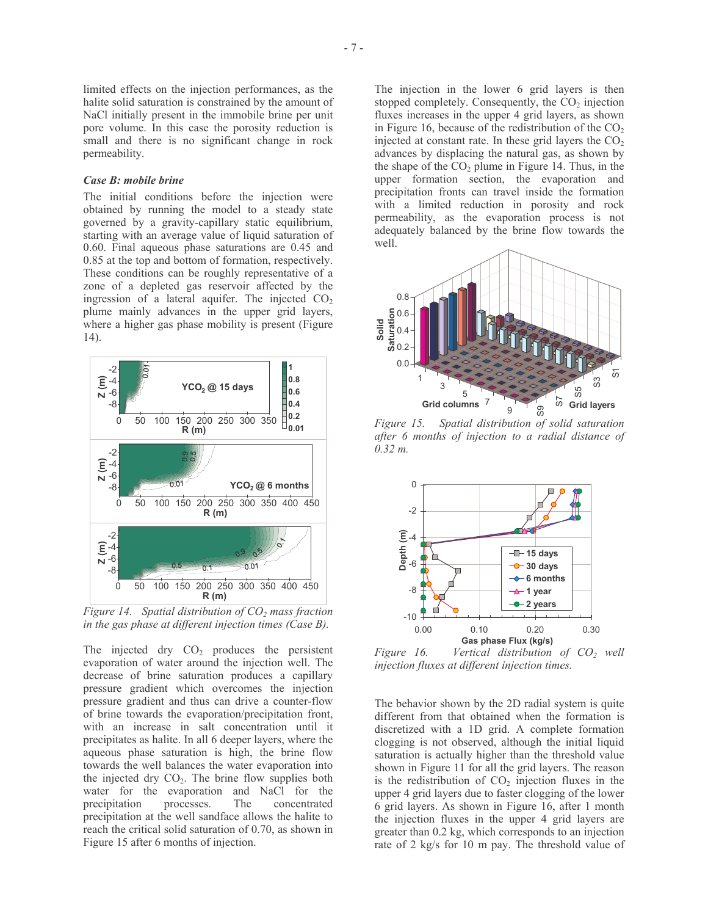limited effects on the injection performances, as the halite solid saturation is constrained by the amount of NaCl initially present in the immobile brine per unit pore volume. In this case the porosity reduction is small and there is no significant change in rock permeability.

### *Case B: mobile brine*

The initial conditions before the injection were obtained by running the model to a steady state governed by a gravity-capillary static equilibrium, starting with an average value of liquid saturation of 0.60. Final aqueous phase saturations are 0.45 and 0.85 at the top and bottom of formation, respectively. These conditions can be roughly representative of a zone of a depleted gas reservoir affected by the ingression of a lateral aquifer. The injected $CO_2$ plume mainly advances in the upper grid layers, where a higher gas phase mobility is present (Figure 14).

*Figure 14. Spatial distribution of $CO_2$ mass fraction in the gas phase at different injection times (Case B).*

The injected dry $CO_2$ produces the persistent evaporation of water around the injection well. The decrease of brine saturation produces a capillary pressure gradient which overcomes the injection pressure gradient and thus can drive a counter-flow of brine towards the evaporation/precipitation front, with an increase in salt concentration until it precipitates as halite. In all 6 deeper layers, where the aqueous phase saturation is high, the brine flow towards the well balances the water evaporation into the injected dry $CO_2$. The brine flow supplies both water for the evaporation and NaCl for the precipitation processes. The concentrated precipitation at the well sandface allows the halite to reach the critical solid saturation of 0.70, as shown in Figure 15 after 6 months of injection.

The injection in the lower 6 grid layers is then stopped completely. Consequently, the $CO_2$ injection fluxes increases in the upper 4 grid layers, as shown in Figure 16, because of the redistribution of the $CO_2$ injected at constant rate. In these grid layers the $CO_2$ advances by displacing the natural gas, as shown by the shape of the $CO_2$ plume in Figure 14. Thus, in the upper formation section, the evaporation and precipitation fronts can travel inside the formation with a limited reduction in porosity and rock permeability, as the evaporation process is not adequately balanced by the brine flow towards the well.

*Figure 15. Spatial distribution of solid saturation after 6 months of injection to a radial distance of 0.32 m.*

*Figure 16. Vertical distribution of $CO_2$ well injection fluxes at different injection times.*

The behavior shown by the 2D radial system is quite different from that obtained when the formation is discretized with a 1D grid. A complete formation clogging is not observed, although the initial liquid saturation is actually higher than the threshold value shown in Figure 11 for all the grid layers. The reason is the redistribution of $CO_2$ injection fluxes in the upper 4 grid layers due to faster clogging of the lower 6 grid layers. As shown in Figure 16, after 1 month the injection fluxes in the upper 4 grid layers are greater than 0.2 kg, which corresponds to an injection rate of 2 kg/s for 10 m pay. The threshold value of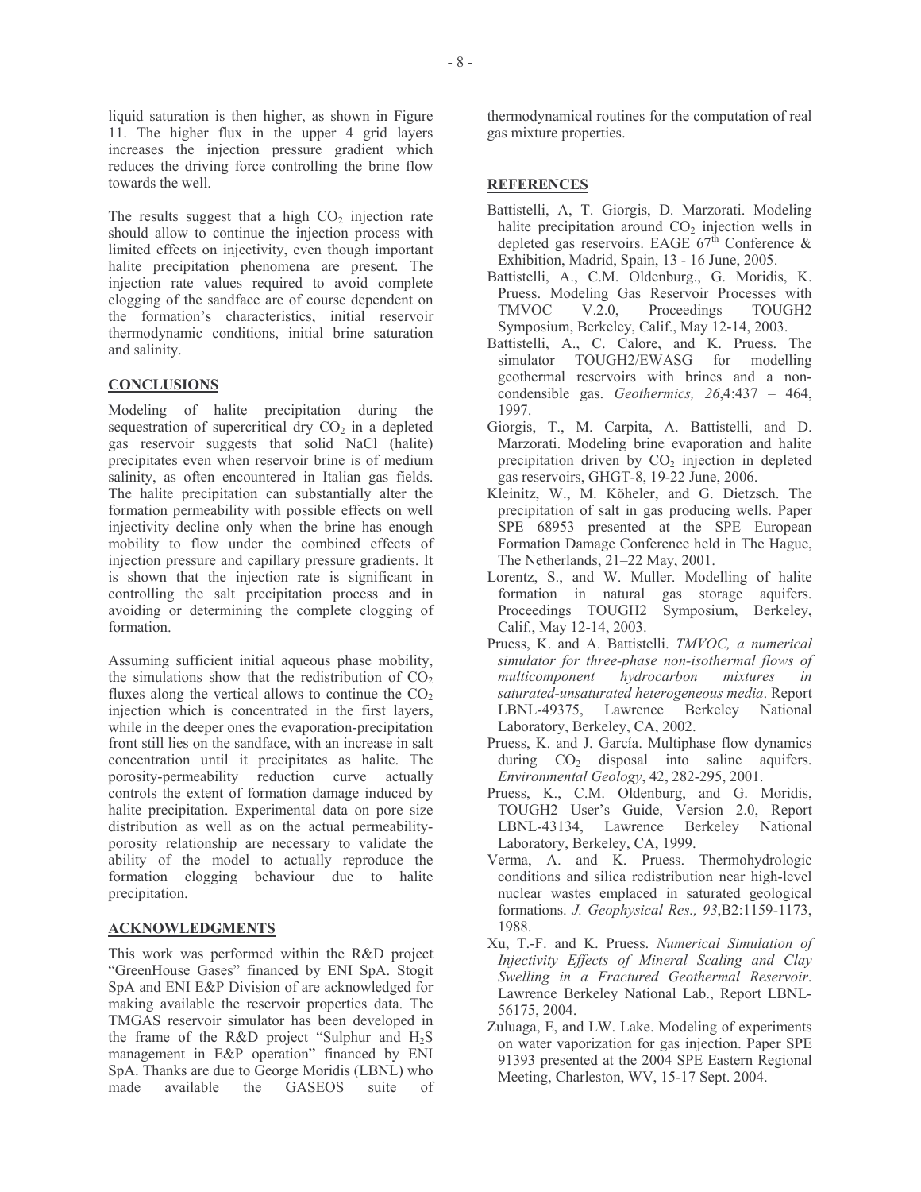liquid saturation is then higher, as shown in Figure 11. The higher flux in the upper 4 grid layers increases the injection pressure gradient which reduces the driving force controlling the brine flow towards the well.

The results suggest that a high $CO_2$ injection rate should allow to continue the injection process with limited effects on injectivity, even though important halite precipitation phenomena are present. The injection rate values required to avoid complete clogging of the sandface are of course dependent on the formation's characteristics, initial reservoir thermodynamic conditions, initial brine saturation and salinity.

## CONCLUSIONS

Modeling of halite precipitation during the sequestration of supercritical dry $CO_2$ in a depleted gas reservoir suggests that solid NaCl (halite) precipitates even when reservoir brine is of medium salinity, as often encountered in Italian gas fields. The halite precipitation can substantially alter the formation permeability with possible effects on well injectivity decline only when the brine has enough mobility to flow under the combined effects of injection pressure and capillary pressure gradients. It is shown that the injection rate is significant in controlling the salt precipitation process and in avoiding or determining the complete clogging of formation.

Assuming sufficient initial aqueous phase mobility, the simulations show that the redistribution of $CO_2$ fluxes along the vertical allows to continue the $CO_2$ injection which is concentrated in the first layers, while in the deeper ones the evaporation-precipitation front still lies on the sandface, with an increase in salt concentration until it precipitates as halite. The porosity-permeability reduction curve actually controls the extent of formation damage induced by halite precipitation. Experimental data on pore size distribution as well as on the actual permeability-porosity relationship are necessary to validate the ability of the model to actually reproduce the formation clogging behaviour due to halite precipitation.

## ACKNOWLEDGMENTS

This work was performed within the R&D project "GreenHouse Gases" financed by ENI SpA. Stogit SpA and ENI E&P Division of are acknowledged for making available the reservoir properties data. The TMGAS reservoir simulator has been developed in the frame of the R&D project "Sulphur and $H_2S$ management in E&P operation" financed by ENI SpA. Thanks are due to George Moridis (LBNL) who made available the GASEOS suite of thermodynamical routines for the computation of real gas mixture properties.

## REFERENCES

Battistelli, A, T. Giorgis, D. Marzorati. Modeling halite precipitation around $CO_2$ injection wells in depleted gas reservoirs. EAGE 67th Conference & Exhibition, Madrid, Spain, 13 - 16 June, 2005.

Battistelli, A., C.M. Oldenburg., G. Moridis, K. Pruess. Modeling Gas Reservoir Processes with TMVOC V.2.0, Proceedings TOUGH2 Symposium, Berkeley, Calif., May 12-14, 2003.

Battistelli, A., C. Calore, and K. Pruess. The simulator TOUGH2/EWASG for modelling geothermal reservoirs with brines and a non-condensible gas. *Geothermics, 26*,4:437 – 464, 1997.

Giorgis, T., M. Carpita, A. Battistelli, and D. Marzorati. Modeling brine evaporation and halite precipitation driven by $CO_2$ injection in depleted gas reservoirs, GHGT-8, 19-22 June, 2006.

Kleinitz, W., M. Köheler, and G. Dietzsch. The precipitation of salt in gas producing wells. Paper SPE 68953 presented at the SPE European Formation Damage Conference held in The Hague, The Netherlands, 21–22 May, 2001.

Lorentz, S., and W. Muller. Modelling of halite formation in natural gas storage aquifers. Proceedings TOUGH2 Symposium, Berkeley, Calif., May 12-14, 2003.

Pruess, K. and A. Battistelli. *TMVOC, a numerical simulator for three-phase non-isothermal flows of multicomponent hydrocarbon mixtures in saturated-unsaturated heterogeneous media*. Report LBNL-49375, Lawrence Berkeley National Laboratory, Berkeley, CA, 2002.

Pruess, K. and J. García. Multiphase flow dynamics during $CO_2$ disposal into saline aquifers. *Environmental Geology*, 42, 282-295, 2001.

Pruess, K., C.M. Oldenburg, and G. Moridis, TOUGH2 User's Guide, Version 2.0, Report LBNL-43134, Lawrence Berkeley National Laboratory, Berkeley, CA, 1999.

Verma, A. and K. Pruess. Thermohydrologic conditions and silica redistribution near high-level nuclear wastes emplaced in saturated geological formations. *J. Geophysical Res., 93*,B2:1159-1173, 1988.

Xu, T.-F. and K. Pruess. *Numerical Simulation of Injectivity Effects of Mineral Scaling and Clay Swelling in a Fractured Geothermal Reservoir*. Lawrence Berkeley National Lab., Report LBNL-56175, 2004.

Zuluaga, E, and LW. Lake. Modeling of experiments on water vaporization for gas injection. Paper SPE 91393 presented at the 2004 SPE Eastern Regional Meeting, Charleston, WV, 15-17 Sept. 2004.